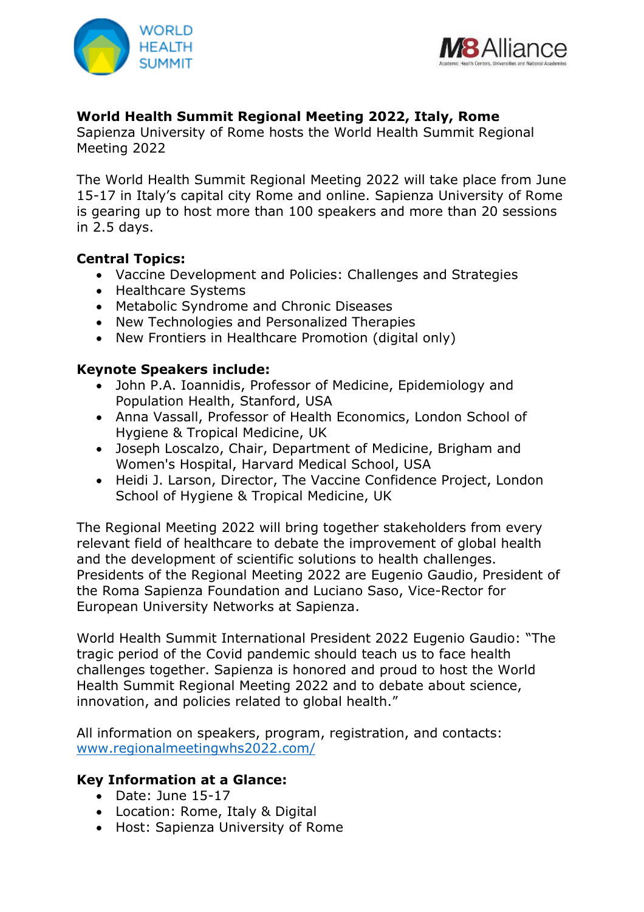# World Health Summit Regional Meeting 2022, Italy, Rome

Sapienza University of Rome hosts the World Health Summit Regional Meeting 2022

The World Health Summit Regional Meeting 2022 will take place from June 15-17 in Italy's capital city Rome and online. Sapienza University of Rome is gearing up to host more than 100 speakers and more than 20 sessions in 2.5 days.

**Central Topics:**

- Vaccine Development and Policies: Challenges and Strategies
- Healthcare Systems
- Metabolic Syndrome and Chronic Diseases
- New Technologies and Personalized Therapies
- New Frontiers in Healthcare Promotion (digital only)

**Keynote Speakers include:**

- John P.A. Ioannidis, Professor of Medicine, Epidemiology and Population Health, Stanford, USA
- Anna Vassall, Professor of Health Economics, London School of Hygiene & Tropical Medicine, UK
- Joseph Loscalzo, Chair, Department of Medicine, Brigham and Women's Hospital, Harvard Medical School, USA
- Heidi J. Larson, Director, The Vaccine Confidence Project, London School of Hygiene & Tropical Medicine, UK

The Regional Meeting 2022 will bring together stakeholders from every relevant field of healthcare to debate the improvement of global health and the development of scientific solutions to health challenges. Presidents of the Regional Meeting 2022 are Eugenio Gaudio, President of the Roma Sapienza Foundation and Luciano Saso, Vice-Rector for European University Networks at Sapienza.

World Health Summit International President 2022 Eugenio Gaudio: "The tragic period of the Covid pandemic should teach us to face health challenges together. Sapienza is honored and proud to host the World Health Summit Regional Meeting 2022 and to debate about science, innovation, and policies related to global health."

All information on speakers, program, registration, and contacts: www.regionalmeetingwhs2022.com/

**Key Information at a Glance:**

- Date: June 15-17
- Location: Rome, Italy & Digital
- Host: Sapienza University of Rome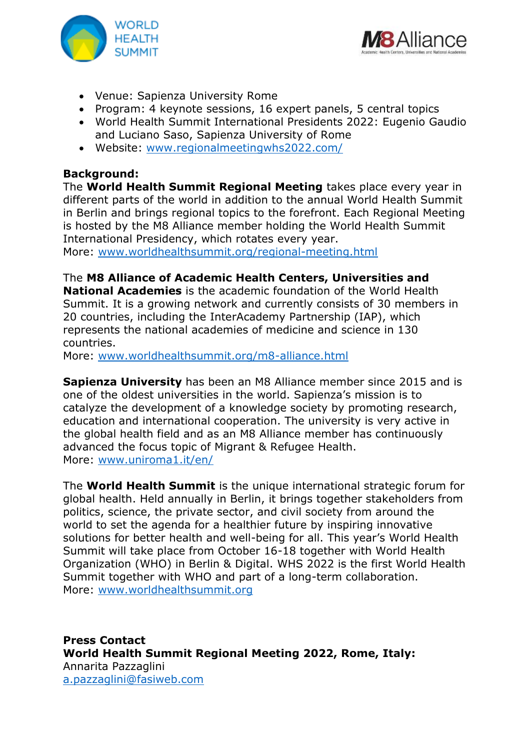- Venue: Sapienza University Rome
- Program: 4 keynote sessions, 16 expert panels, 5 central topics
- World Health Summit International Presidents 2022: Eugenio Gaudio and Luciano Saso, Sapienza University of Rome
- Website: www.regionalmeetingwhs2022.com/

**Background:**
The **World Health Summit Regional Meeting** takes place every year in different parts of the world in addition to the annual World Health Summit in Berlin and brings regional topics to the forefront. Each Regional Meeting is hosted by the M8 Alliance member holding the World Health Summit International Presidency, which rotates every year.
More: www.worldhealthsummit.org/regional-meeting.html

The **M8 Alliance of Academic Health Centers, Universities and National Academies** is the academic foundation of the World Health Summit. It is a growing network and currently consists of 30 members in 20 countries, including the InterAcademy Partnership (IAP), which represents the national academies of medicine and science in 130 countries.
More: www.worldhealthsummit.org/m8-alliance.html

**Sapienza University** has been an M8 Alliance member since 2015 and is one of the oldest universities in the world. Sapienza's mission is to catalyze the development of a knowledge society by promoting research, education and international cooperation. The university is very active in the global health field and as an M8 Alliance member has continuously advanced the focus topic of Migrant & Refugee Health.
More: www.uniroma1.it/en/

The **World Health Summit** is the unique international strategic forum for global health. Held annually in Berlin, it brings together stakeholders from politics, science, the private sector, and civil society from around the world to set the agenda for a healthier future by inspiring innovative solutions for better health and well-being for all. This year's World Health Summit will take place from October 16-18 together with World Health Organization (WHO) in Berlin & Digital. WHS 2022 is the first World Health Summit together with WHO and part of a long-term collaboration.
More: www.worldhealthsummit.org

**Press Contact**
**World Health Summit Regional Meeting 2022, Rome, Italy:**
Annarita Pazzaglini
a.pazzaglini@fasiweb.com